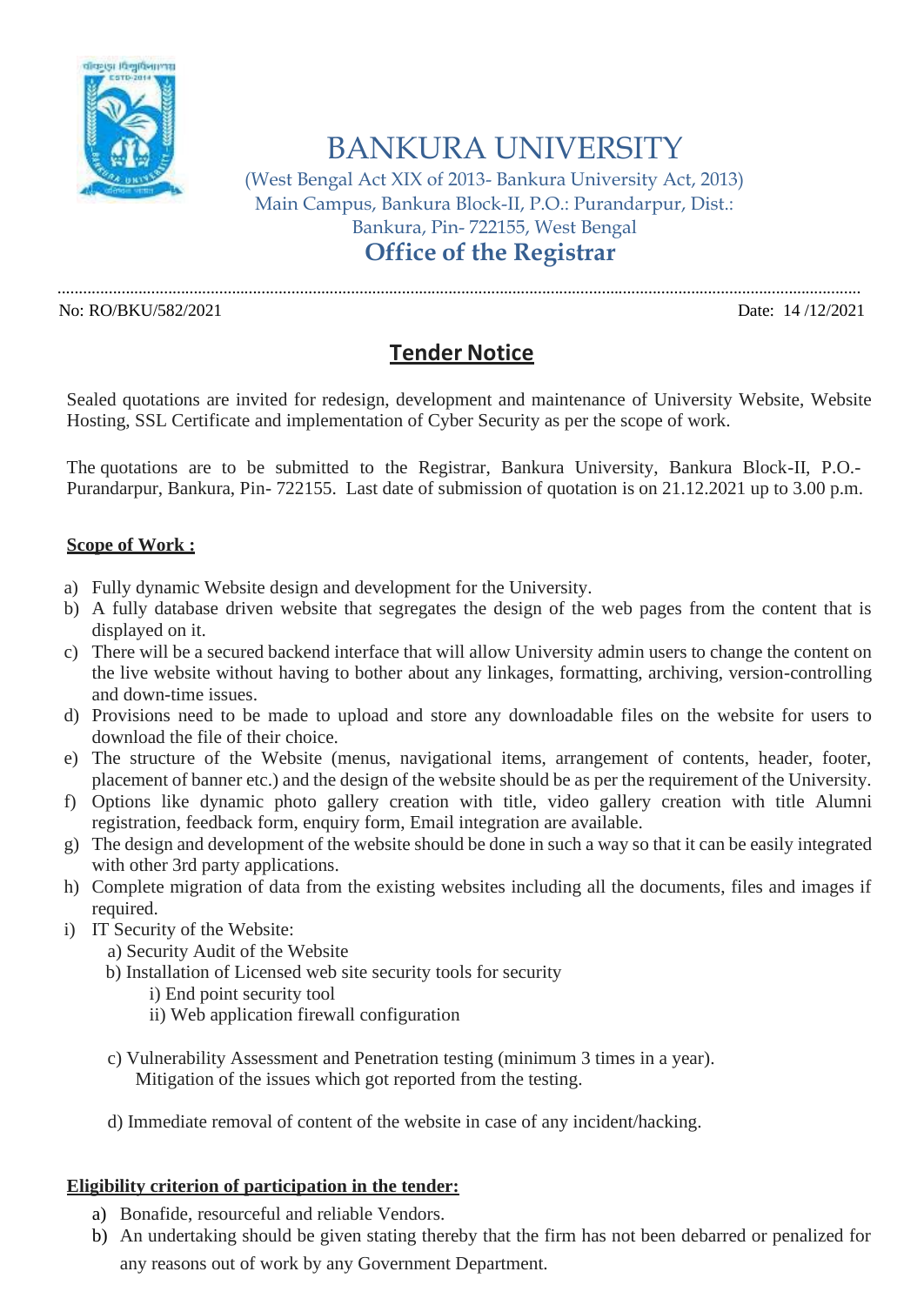# BANKURA UNIVERSITY

(West Bengal Act XIX of 2013- Bankura University Act, 2013)
Main Campus, Bankura Block-II, P.O.: Purandarpur, Dist.: Bankura, Pin- 722155, West Bengal

## Office of the Registrar

No: RO/BKU/582/2021 Date: 14 /12/2021

## Tender Notice

Sealed quotations are invited for redesign, development and maintenance of University Website, Website Hosting, SSL Certificate and implementation of Cyber Security as per the scope of work.

The quotations are to be submitted to the Registrar, Bankura University, Bankura Block-II, P.O.- Purandarpur, Bankura, Pin- 722155. Last date of submission of quotation is on 21.12.2021 up to 3.00 p.m.

**Scope of Work :**

a) Fully dynamic Website design and development for the University.
b) A fully database driven website that segregates the design of the web pages from the content that is displayed on it.
c) There will be a secured backend interface that will allow University admin users to change the content on the live website without having to bother about any linkages, formatting, archiving, version-controlling and down-time issues.
d) Provisions need to be made to upload and store any downloadable files on the website for users to download the file of their choice.
e) The structure of the Website (menus, navigational items, arrangement of contents, header, footer, placement of banner etc.) and the design of the website should be as per the requirement of the University.
f) Options like dynamic photo gallery creation with title, video gallery creation with title Alumni registration, feedback form, enquiry form, Email integration are available.
g) The design and development of the website should be done in such a way so that it can be easily integrated with other 3rd party applications.
h) Complete migration of data from the existing websites including all the documents, files and images if required.
i) IT Security of the Website:
   a) Security Audit of the Website
   b) Installation of Licensed web site security tools for security
      i) End point security tool
      ii) Web application firewall configuration

   c) Vulnerability Assessment and Penetration testing (minimum 3 times in a year). Mitigation of the issues which got reported from the testing.

   d) Immediate removal of content of the website in case of any incident/hacking.

**Eligibility criterion of participation in the tender:**

a) Bonafide, resourceful and reliable Vendors.
b) An undertaking should be given stating thereby that the firm has not been debarred or penalized for any reasons out of work by any Government Department.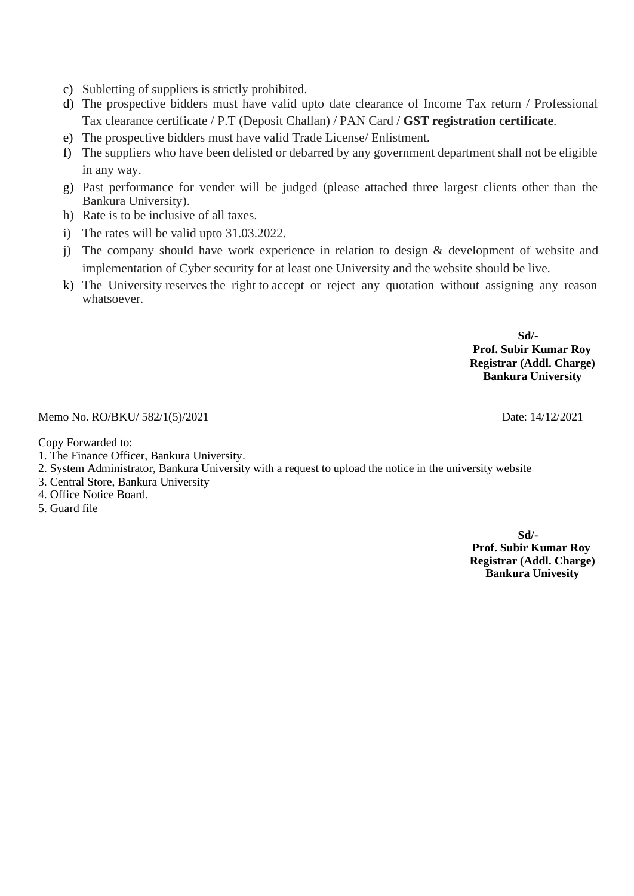c) Subletting of suppliers is strictly prohibited.
d) The prospective bidders must have valid upto date clearance of Income Tax return / Professional Tax clearance certificate / P.T (Deposit Challan) / PAN Card / **GST registration certificate**.
e) The prospective bidders must have valid Trade License/ Enlistment.
f) The suppliers who have been delisted or debarred by any government department shall not be eligible in any way.
g) Past performance for vender will be judged (please attached three largest clients other than the Bankura University).
h) Rate is to be inclusive of all taxes.
i) The rates will be valid upto 31.03.2022.
j) The company should have work experience in relation to design & development of website and implementation of Cyber security for at least one University and the website should be live.
k) The University reserves the right to accept or reject any quotation without assigning any reason whatsoever.

**Sd/-**
**Prof. Subir Kumar Roy**
**Registrar (Addl. Charge)**
**Bankura University**

Memo No. RO/BKU/ 582/1(5)/2021 Date: 14/12/2021

Copy Forwarded to:
1. The Finance Officer, Bankura University.
2. System Administrator, Bankura University with a request to upload the notice in the university website
3. Central Store, Bankura University
4. Office Notice Board.
5. Guard file

**Sd/-**
**Prof. Subir Kumar Roy**
**Registrar (Addl. Charge)**
**Bankura Univesity**